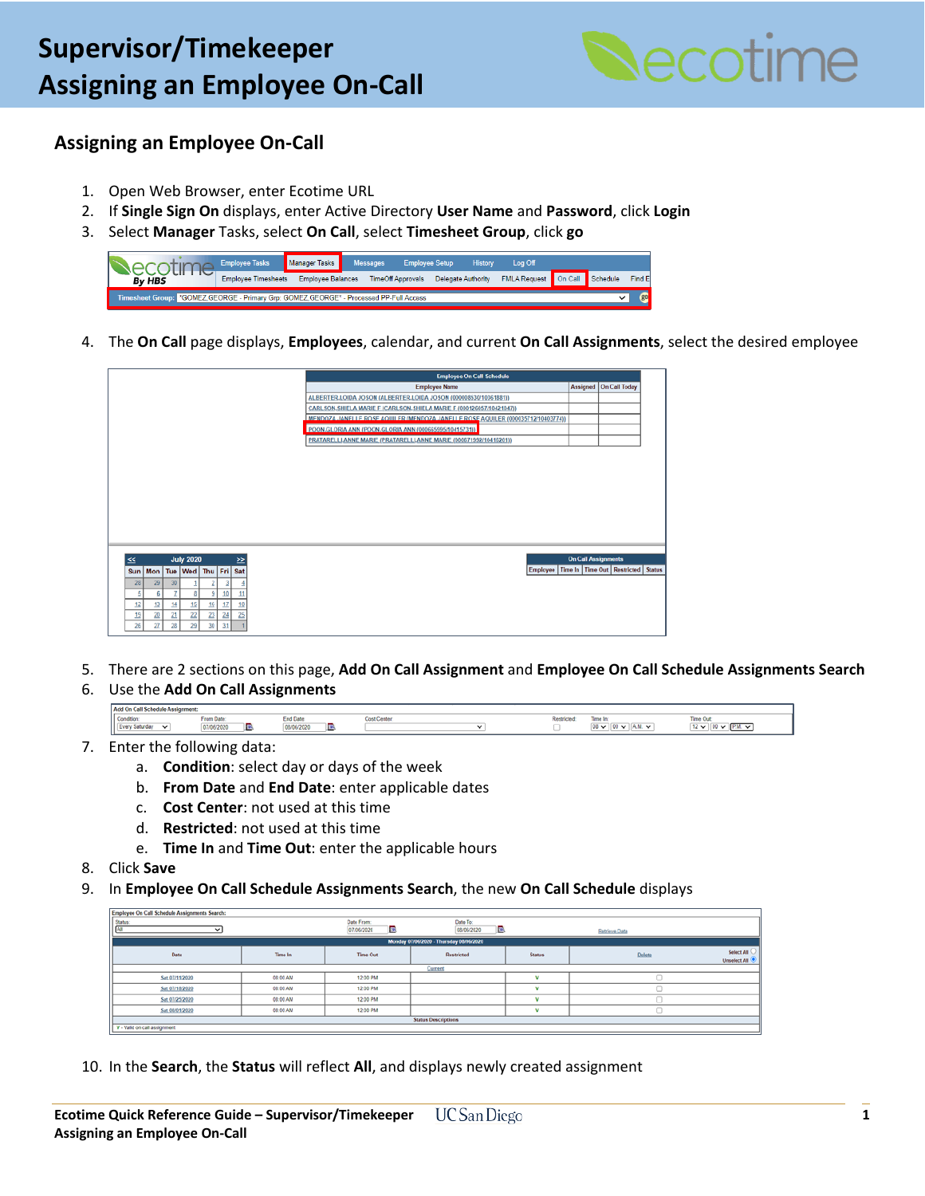# Supervisor/Timekeeper Assigning an Employee On-Call

## Assigning an Employee On-Call

1. Open Web Browser, enter Ecotime URL
2. If **Single Sign On** displays, enter Active Directory **User Name** and **Password**, click **Login**
3. Select **Manager** Tasks, select **On Call**, select **Timesheet Group**, click **go**
4. The **On Call** page displays, **Employees**, calendar, and current **On Call Assignments**, select the desired employee
5. There are 2 sections on this page, **Add On Call Assignment** and **Employee On Call Schedule Assignments Search**
6. Use the **Add On Call Assignments**
7. Enter the following data:
   a. **Condition**: select day or days of the week
   b. **From Date** and **End Date**: enter applicable dates
   c. **Cost Center**: not used at this time
   d. **Restricted**: not used at this time
   e. **Time In** and **Time Out**: enter the applicable hours
8. Click **Save**
9. In **Employee On Call Schedule Assignments Search**, the new **On Call Schedule** displays
10. In the **Search**, the **Status** will reflect **All**, and displays newly created assignment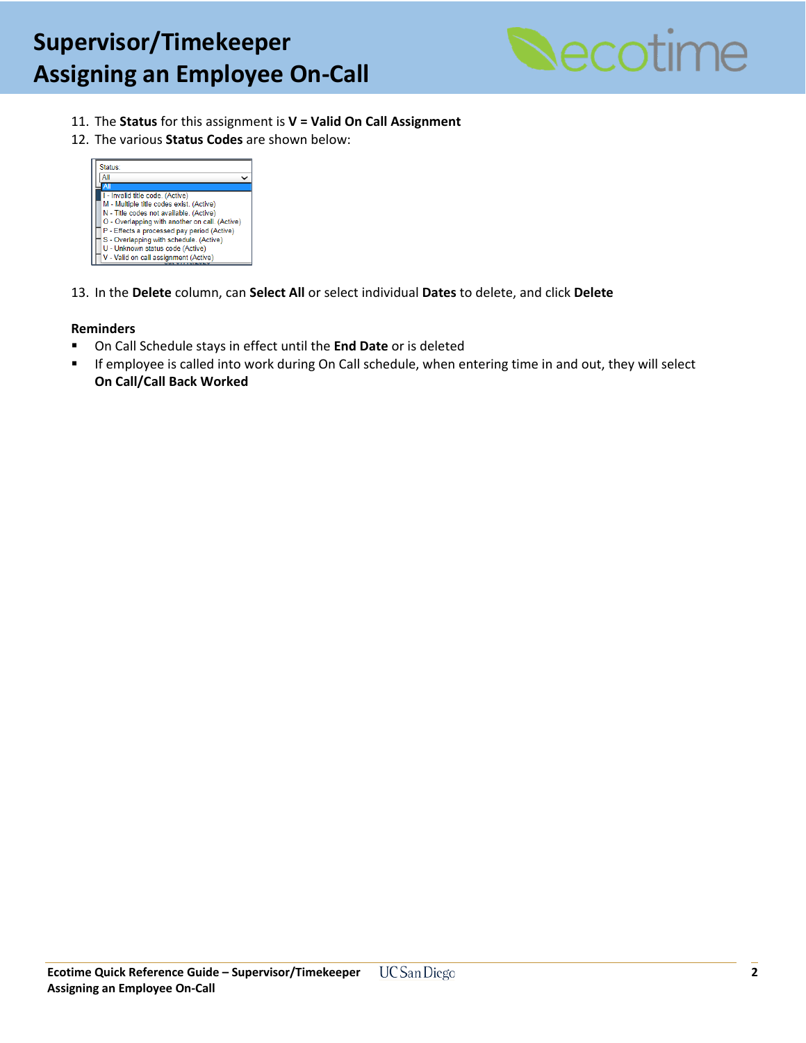11. The **Status** for this assignment is **V = Valid On Call Assignment**
12. The various **Status Codes** are shown below:

Status:
All
All
I - Invalid title code. (Active)
M - Multiple title codes exist. (Active)
N - Title codes not available. (Active)
O - Overlapping with another on call. (Active)
P - Effects a processed pay period (Active)
S - Overlapping with schedule. (Active)
U - Unknown status code (Active)
V - Valid on call assignment (Active)

13. In the **Delete** column, can **Select All** or select individual **Dates** to delete, and click **Delete**

**Reminders**

- On Call Schedule stays in effect until the **End Date** or is deleted
- If employee is called into work during On Call schedule, when entering time in and out, they will select **On Call/Call Back Worked**